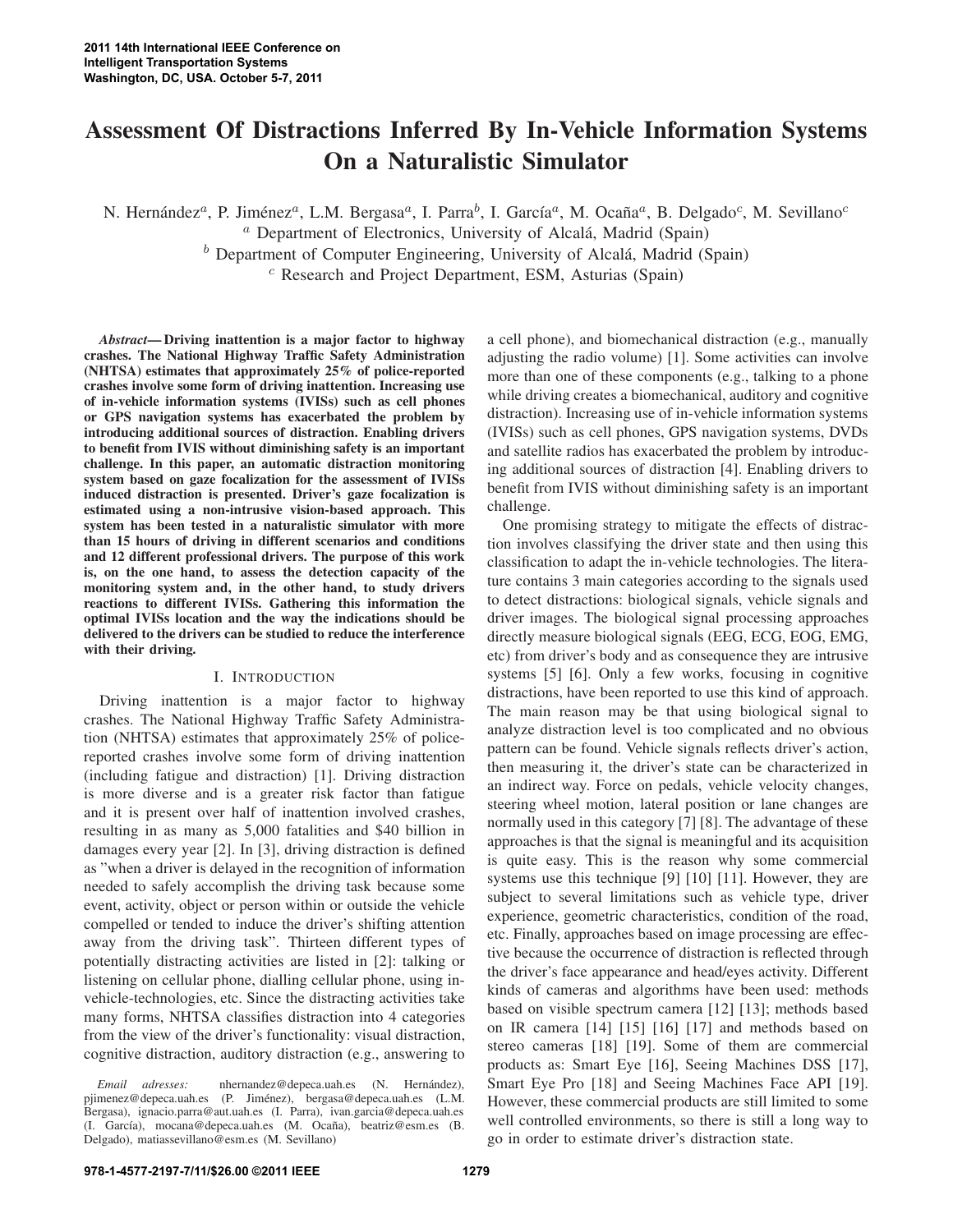# Assessment Of Distractions Inferred By In-Vehicle Information Systems On a Naturalistic Simulator

N. Hernández[a], P. Jiménez[a], L.M. Bergasa[a], I. Parra[b], I. García[a], M. Ocaña[a], B. Delgado[c], M. Sevillano[c]

[a] Department of Electronics, University of Alcalá, Madrid (Spain)

[b] Department of Computer Engineering, University of Alcalá, Madrid (Spain)

[c] Research and Project Department, ESM, Asturias (Spain)

***Abstract*— Driving inattention is a major factor to highway crashes. The National Highway Traffic Safety Administration (NHTSA) estimates that approximately 25% of police-reported crashes involve some form of driving inattention. Increasing use of in-vehicle information systems (IVISs) such as cell phones or GPS navigation systems has exacerbated the problem by introducing additional sources of distraction. Enabling drivers to benefit from IVIS without diminishing safety is an important challenge. In this paper, an automatic distraction monitoring system based on gaze focalization for the assessment of IVISs induced distraction is presented. Driver's gaze focalization is estimated using a non-intrusive vision-based approach. This system has been tested in a naturalistic simulator with more than 15 hours of driving in different scenarios and conditions and 12 different professional drivers. The purpose of this work is, on the one hand, to assess the detection capacity of the monitoring system and, in the other hand, to study drivers reactions to different IVISs. Gathering this information the optimal IVISs location and the way the indications should be delivered to the drivers can be studied to reduce the interference with their driving.**

## I. Introduction

Driving inattention is a major factor to highway crashes. The National Highway Traffic Safety Administration (NHTSA) estimates that approximately 25% of police-reported crashes involve some form of driving inattention (including fatigue and distraction) [1]. Driving distraction is more diverse and is a greater risk factor than fatigue and it is present over half of inattention involved crashes, resulting in as many as 5,000 fatalities and $40 billion in damages every year [2]. In [3], driving distraction is defined as "when a driver is delayed in the recognition of information needed to safely accomplish the driving task because some event, activity, object or person within or outside the vehicle compelled or tended to induce the driver's shifting attention away from the driving task". Thirteen different types of potentially distracting activities are listed in [2]: talking or listening on cellular phone, dialling cellular phone, using in-vehicle-technologies, etc. Since the distracting activities take many forms, NHTSA classifies distraction into 4 categories from the view of the driver's functionality: visual distraction, cognitive distraction, auditory distraction (e.g., answering to a cell phone), and biomechanical distraction (e.g., manually adjusting the radio volume) [1]. Some activities can involve more than one of these components (e.g., talking to a phone while driving creates a biomechanical, auditory and cognitive distraction). Increasing use of in-vehicle information systems (IVISs) such as cell phones, GPS navigation systems, DVDs and satellite radios has exacerbated the problem by introducing additional sources of distraction [4]. Enabling drivers to benefit from IVIS without diminishing safety is an important challenge.

One promising strategy to mitigate the effects of distraction involves classifying the driver state and then using this classification to adapt the in-vehicle technologies. The literature contains 3 main categories according to the signals used to detect distractions: biological signals, vehicle signals and driver images. The biological signal processing approaches directly measure biological signals (EEG, ECG, EOG, EMG, etc) from driver's body and as consequence they are intrusive systems [5] [6]. Only a few works, focusing in cognitive distractions, have been reported to use this kind of approach. The main reason may be that using biological signal to analyze distraction level is too complicated and no obvious pattern can be found. Vehicle signals reflects driver's action, then measuring it, the driver's state can be characterized in an indirect way. Force on pedals, vehicle velocity changes, steering wheel motion, lateral position or lane changes are normally used in this category [7] [8]. The advantage of these approaches is that the signal is meaningful and its acquisition is quite easy. This is the reason why some commercial systems use this technique [9] [10] [11]. However, they are subject to several limitations such as vehicle type, driver experience, geometric characteristics, condition of the road, etc. Finally, approaches based on image processing are effective because the occurrence of distraction is reflected through the driver's face appearance and head/eyes activity. Different kinds of cameras and algorithms have been used: methods based on visible spectrum camera [12] [13]; methods based on IR camera [14] [15] [16] [17] and methods based on stereo cameras [18] [19]. Some of them are commercial products as: Smart Eye [16], Seeing Machines DSS [17], Smart Eye Pro [18] and Seeing Machines Face API [19]. However, these commercial products are still limited to some well controlled environments, so there is still a long way to go in order to estimate driver's distraction state.

*Email adresses:* nhernandez@depeca.uah.es (N. Hernández), pjimenez@depeca.uah.es (P. Jiménez), bergasa@depeca.uah.es (L.M. Bergasa), ignacio.parra@aut.uah.es (I. Parra), ivan.garcia@depeca.uah.es (I. García), mocana@depeca.uah.es (M. Ocaña), beatriz@esm.es (B. Delgado), matiassevillano@esm.es (M. Sevillano)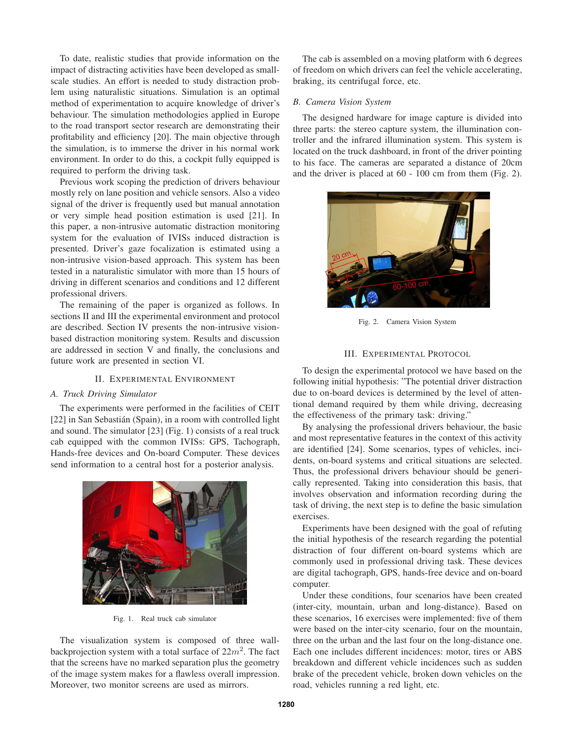To date, realistic studies that provide information on the impact of distracting activities have been developed as small-scale studies. An effort is needed to study distraction problem using naturalistic situations. Simulation is an optimal method of experimentation to acquire knowledge of driver's behaviour. The simulation methodologies applied in Europe to the road transport sector research are demonstrating their profitability and efficiency [20]. The main objective through the simulation, is to immerse the driver in his normal work environment. In order to do this, a cockpit fully equipped is required to perform the driving task.

Previous work scoping the prediction of drivers behaviour mostly rely on lane position and vehicle sensors. Also a video signal of the driver is frequently used but manual annotation or very simple head position estimation is used [21]. In this paper, a non-intrusive automatic distraction monitoring system for the evaluation of IVISs induced distraction is presented. Driver's gaze focalization is estimated using a non-intrusive vision-based approach. This system has been tested in a naturalistic simulator with more than 15 hours of driving in different scenarios and conditions and 12 different professional drivers.

The remaining of the paper is organized as follows. In sections II and III the experimental environment and protocol are described. Section IV presents the non-intrusive vision-based distraction monitoring system. Results and discussion are addressed in section V and finally, the conclusions and future work are presented in section VI.

## II. Experimental Environment

### A. Truck Driving Simulator

The experiments were performed in the facilities of CEIT [22] in San Sebastián (Spain), in a room with controlled light and sound. The simulator [23] (Fig. 1) consists of a real truck cab equipped with the common IVISs: GPS, Tachograph, Hands-free devices and On-board Computer. These devices send information to a central host for a posterior analysis.

Fig. 1. Real truck cab simulator

The visualization system is composed of three wall-backprojection system with a total surface of $22m^2$. The fact that the screens have no marked separation plus the geometry of the image system makes for a flawless overall impression. Moreover, two monitor screens are used as mirrors.

The cab is assembled on a moving platform with 6 degrees of freedom on which drivers can feel the vehicle accelerating, braking, its centrifugal force, etc.

### B. Camera Vision System

The designed hardware for image capture is divided into three parts: the stereo capture system, the illumination controller and the infrared illumination system. This system is located on the truck dashboard, in front of the driver pointing to his face. The cameras are separated a distance of 20cm and the driver is placed at 60 - 100 cm from them (Fig. 2).

Fig. 2. Camera Vision System

## III. Experimental Protocol

To design the experimental protocol we have based on the following initial hypothesis: "The potential driver distraction due to on-board devices is determined by the level of attentional demand required by them while driving, decreasing the effectiveness of the primary task: driving."

By analysing the professional drivers behaviour, the basic and most representative features in the context of this activity are identified [24]. Some scenarios, types of vehicles, incidents, on-board systems and critical situations are selected. Thus, the professional drivers behaviour should be generically represented. Taking into consideration this basis, that involves observation and information recording during the task of driving, the next step is to define the basic simulation exercises.

Experiments have been designed with the goal of refuting the initial hypothesis of the research regarding the potential distraction of four different on-board systems which are commonly used in professional driving task. These devices are digital tachograph, GPS, hands-free device and on-board computer.

Under these conditions, four scenarios have been created (inter-city, mountain, urban and long-distance). Based on these scenarios, 16 exercises were implemented: five of them were based on the inter-city scenario, four on the mountain, three on the urban and the last four on the long-distance one. Each one includes different incidences: motor, tires or ABS breakdown and different vehicle incidences such as sudden brake of the precedent vehicle, broken down vehicles on the road, vehicles running a red light, etc.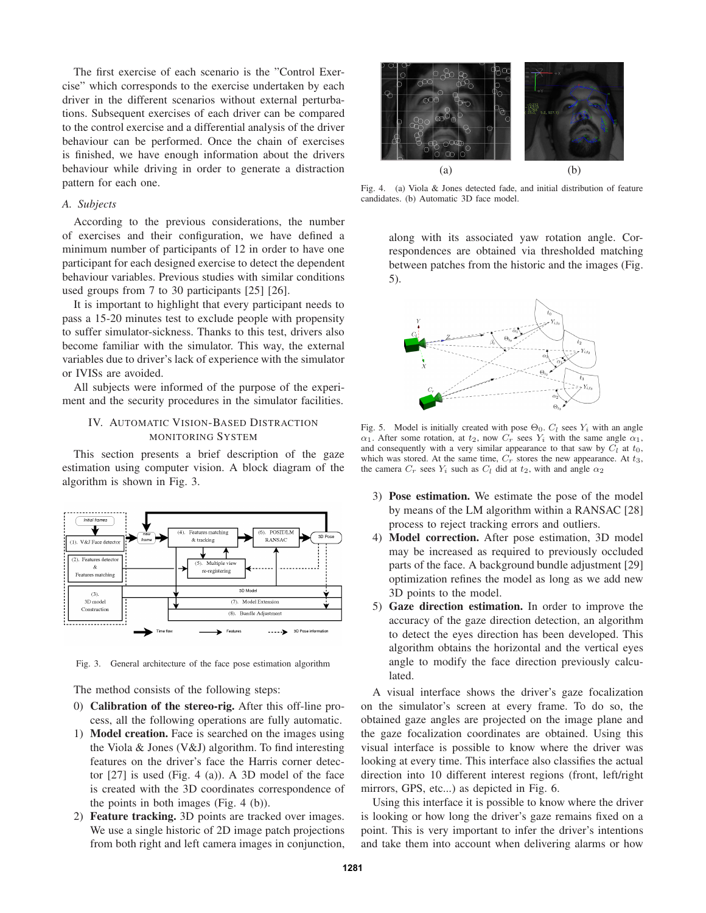The first exercise of each scenario is the "Control Exercise" which corresponds to the exercise undertaken by each driver in the different scenarios without external perturbations. Subsequent exercises of each driver can be compared to the control exercise and a differential analysis of the driver behaviour can be performed. Once the chain of exercises is finished, we have enough information about the drivers behaviour while driving in order to generate a distraction pattern for each one.

### A. Subjects

According to the previous considerations, the number of exercises and their configuration, we have defined a minimum number of participants of 12 in order to have one participant for each designed exercise to detect the dependent behaviour variables. Previous studies with similar conditions used groups from 7 to 30 participants [25] [26].

It is important to highlight that every participant needs to pass a 15-20 minutes test to exclude people with propensity to suffer simulator-sickness. Thanks to this test, drivers also become familiar with the simulator. This way, the external variables due to driver's lack of experience with the simulator or IVISs are avoided.

All subjects were informed of the purpose of the experiment and the security procedures in the simulator facilities.

## IV. Automatic Vision-Based Distraction Monitoring System

This section presents a brief description of the gaze estimation using computer vision. A block diagram of the algorithm is shown in Fig. 3.

Fig. 3. General architecture of the face pose estimation algorithm

The method consists of the following steps:

0) **Calibration of the stereo-rig.** After this off-line process, all the following operations are fully automatic.
1) **Model creation.** Face is searched on the images using the Viola & Jones (V&J) algorithm. To find interesting features on the driver's face the Harris corner detector [27] is used (Fig. 4 (a)). A 3D model of the face is created with the 3D coordinates correspondence of the points in both images (Fig. 4 (b)).
2) **Feature tracking.** 3D points are tracked over images. We use a single historic of 2D image patch projections from both right and left camera images in conjunction, along with its associated yaw rotation angle. Correspondences are obtained via thresholded matching between patches from the historic and the images (Fig. 5).

Fig. 4. (a) Viola & Jones detected fade, and initial distribution of feature candidates. (b) Automatic 3D face model.

Fig. 5. Model is initially created with pose $\Theta_0$. $C_l$ sees $Y_i$ with an angle $\alpha_1$. After some rotation, at $t_2$, now $C_r$ sees $Y_i$ with the same angle $\alpha_1$, and consequently with a very similar appearance to that saw by $C_l$ at $t_0$, which was stored. At the same time, $C_r$ stores the new appearance. At $t_3$, the camera $C_r$ sees $Y_i$ such as $C_l$ did at $t_2$, with and angle $\alpha_2$

3) **Pose estimation.** We estimate the pose of the model by means of the LM algorithm within a RANSAC [28] process to reject tracking errors and outliers.
4) **Model correction.** After pose estimation, 3D model may be increased as required to previously occluded parts of the face. A background bundle adjustment [29] optimization refines the model as long as we add new 3D points to the model.
5) **Gaze direction estimation.** In order to improve the accuracy of the gaze direction detection, an algorithm to detect the eyes direction has been developed. This algorithm obtains the horizontal and the vertical eyes angle to modify the face direction previously calculated.

A visual interface shows the driver's gaze focalization on the simulator's screen at every frame. To do so, the obtained gaze angles are projected on the image plane and the gaze focalization coordinates are obtained. Using this visual interface is possible to know where the driver was looking at every time. This interface also classifies the actual direction into 10 different interest regions (front, left/right mirrors, GPS, etc...) as depicted in Fig. 6.

Using this interface it is possible to know where the driver is looking or how long the driver's gaze remains fixed on a point. This is very important to infer the driver's intentions and take them into account when delivering alarms or how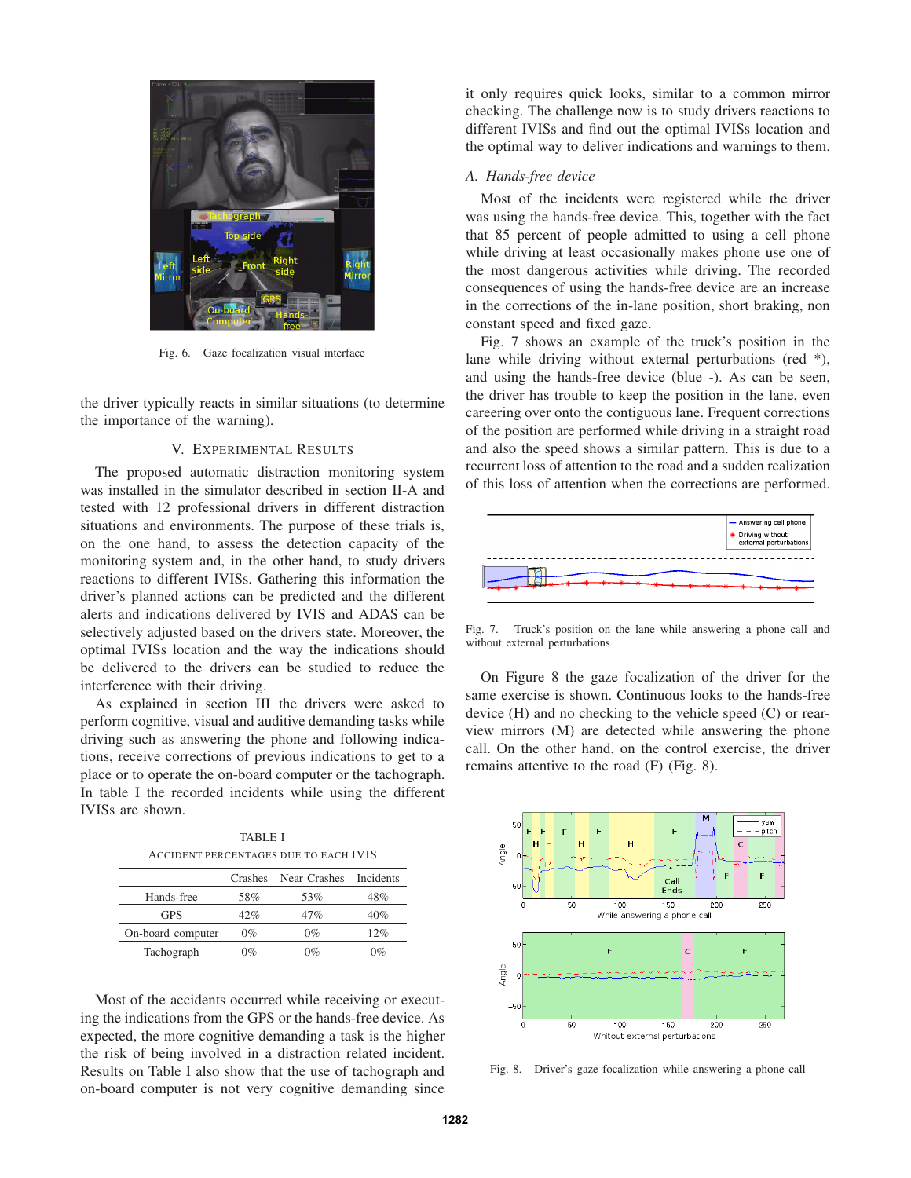Fig. 6. Gaze focalization visual interface

the driver typically reacts in similar situations (to determine the importance of the warning).

## V. Experimental Results

The proposed automatic distraction monitoring system was installed in the simulator described in section II-A and tested with 12 professional drivers in different distraction situations and environments. The purpose of these trials is, on the one hand, to assess the detection capacity of the monitoring system and, in the other hand, to study drivers reactions to different IVISs. Gathering this information the driver's planned actions can be predicted and the different alerts and indications delivered by IVIS and ADAS can be selectively adjusted based on the drivers state. Moreover, the optimal IVISs location and the way the indications should be delivered to the drivers can be studied to reduce the interference with their driving.

As explained in section III the drivers were asked to perform cognitive, visual and auditive demanding tasks while driving such as answering the phone and following indications, receive corrections of previous indications to get to a place or to operate the on-board computer or the tachograph. In table I the recorded incidents while using the different IVISs are shown.

TABLE I
ACCIDENT PERCENTAGES DUE TO EACH IVIS

| | Crashes | Near Crashes | Incidents |
|---|---|---|---|
| Hands-free | 58% | 53% | 48% |
| GPS | 42% | 47% | 40% |
| On-board computer | 0% | 0% | 12% |
| Tachograph | 0% | 0% | 0% |

Most of the accidents occurred while receiving or executing the indications from the GPS or the hands-free device. As expected, the more cognitive demanding a task is the higher the risk of being involved in a distraction related incident. Results on Table I also show that the use of tachograph and on-board computer is not very cognitive demanding since it only requires quick looks, similar to a common mirror checking. The challenge now is to study drivers reactions to different IVISs and find out the optimal IVISs location and the optimal way to deliver indications and warnings to them.

### A. Hands-free device

Most of the incidents were registered while the driver was using the hands-free device. This, together with the fact that 85 percent of people admitted to using a cell phone while driving at least occasionally makes phone use one of the most dangerous activities while driving. The recorded consequences of using the hands-free device are an increase in the corrections of the in-lane position, short braking, non constant speed and fixed gaze.

Fig. 7 shows an example of the truck's position in the lane while driving without external perturbations (red *), and using the hands-free device (blue -). As can be seen, the driver has trouble to keep the position in the lane, even careering over onto the contiguous lane. Frequent corrections of the position are performed while driving in a straight road and also the speed shows a similar pattern. This is due to a recurrent loss of attention to the road and a sudden realization of this loss of attention when the corrections are performed.

Fig. 7. Truck's position on the lane while answering a phone call and without external perturbations

On Figure 8 the gaze focalization of the driver for the same exercise is shown. Continuous looks to the hands-free device (H) and no checking to the vehicle speed (C) or rear-view mirrors (M) are detected while answering the phone call. On the other hand, on the control exercise, the driver remains attentive to the road (F) (Fig. 8).

Fig. 8. Driver's gaze focalization while answering a phone call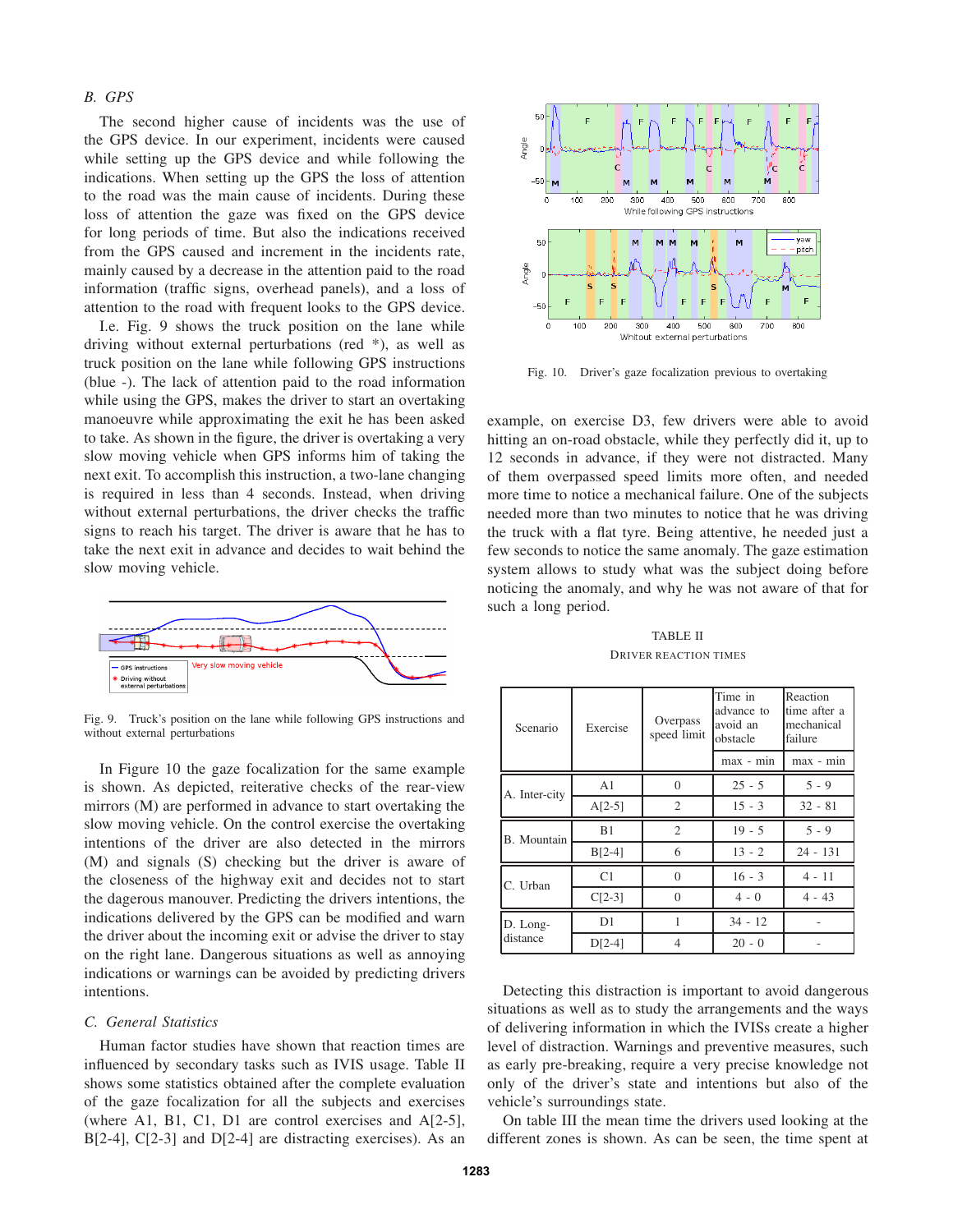### B. GPS

The second higher cause of incidents was the use of the GPS device. In our experiment, incidents were caused while setting up the GPS device and while following the indications. When setting up the GPS the loss of attention to the road was the main cause of incidents. During these loss of attention the gaze was fixed on the GPS device for long periods of time. But also the indications received from the GPS caused and increment in the incidents rate, mainly caused by a decrease in the attention paid to the road information (traffic signs, overhead panels), and a loss of attention to the road with frequent looks to the GPS device.

I.e. Fig. 9 shows the truck position on the lane while driving without external perturbations (red *), as well as truck position on the lane while following GPS instructions (blue -). The lack of attention paid to the road information while using the GPS, makes the driver to start an overtaking manoeuvre while approximating the exit he has been asked to take. As shown in the figure, the driver is overtaking a very slow moving vehicle when GPS informs him of taking the next exit. To accomplish this instruction, a two-lane changing is required in less than 4 seconds. Instead, when driving without external perturbations, the driver checks the traffic signs to reach his target. The driver is aware that he has to take the next exit in advance and decides to wait behind the slow moving vehicle.

Fig. 9. Truck's position on the lane while following GPS instructions and without external perturbations

In Figure 10 the gaze focalization for the same example is shown. As depicted, reiterative checks of the rear-view mirrors (M) are performed in advance to start overtaking the slow moving vehicle. On the control exercise the overtaking intentions of the driver are also detected in the mirrors (M) and signals (S) checking but the driver is aware of the closeness of the highway exit and decides not to start the dagerous manouver. Predicting the drivers intentions, the indications delivered by the GPS can be modified and warn the driver about the incoming exit or advise the driver to stay on the right lane. Dangerous situations as well as annoying indications or warnings can be avoided by predicting drivers intentions.

### C. General Statistics

Human factor studies have shown that reaction times are influenced by secondary tasks such as IVIS usage. Table II shows some statistics obtained after the complete evaluation of the gaze focalization for all the subjects and exercises (where A1, B1, C1, D1 are control exercises and A[2-5], B[2-4], C[2-3] and D[2-4] are distracting exercises). As an example, on exercise D3, few drivers were able to avoid hitting an on-road obstacle, while they perfectly did it, up to 12 seconds in advance, if they were not distracted. Many of them overpassed speed limits more often, and needed more time to notice a mechanical failure. One of the subjects needed more than two minutes to notice that he was driving the truck with a flat tyre. Being attentive, he needed just a few seconds to notice the same anomaly. The gaze estimation system allows to study what was the subject doing before noticing the anomaly, and why he was not aware of that for such a long period.

Fig. 10. Driver's gaze focalization previous to overtaking

TABLE II

DRIVER REACTION TIMES

| Scenario | Exercise | Overpass speed limit | Time in advance to avoid an obstacle | Reaction time after a mechanical failure |
|---|---|---|---|---|
| | | | max - min | max - min |
| A. Inter-city | A1 | 0 | 25 - 5 | 5 - 9 |
| | A[2-5] | 2 | 15 - 3 | 32 - 81 |
| B. Mountain | B1 | 2 | 19 - 5 | 5 - 9 |
| | B[2-4] | 6 | 13 - 2 | 24 - 131 |
| C. Urban | C1 | 0 | 16 - 3 | 4 - 11 |
| | C[2-3] | 0 | 4 - 0 | 4 - 43 |
| D. Long-distance | D1 | 1 | 34 - 12 | - |
| | D[2-4] | 4 | 20 - 0 | - |

Detecting this distraction is important to avoid dangerous situations as well as to study the arrangements and the ways of delivering information in which the IVISs create a higher level of distraction. Warnings and preventive measures, such as early pre-breaking, require a very precise knowledge not only of the driver's state and intentions but also of the vehicle's surroundings state.

On table III the mean time the drivers used looking at the different zones is shown. As can be seen, the time spent at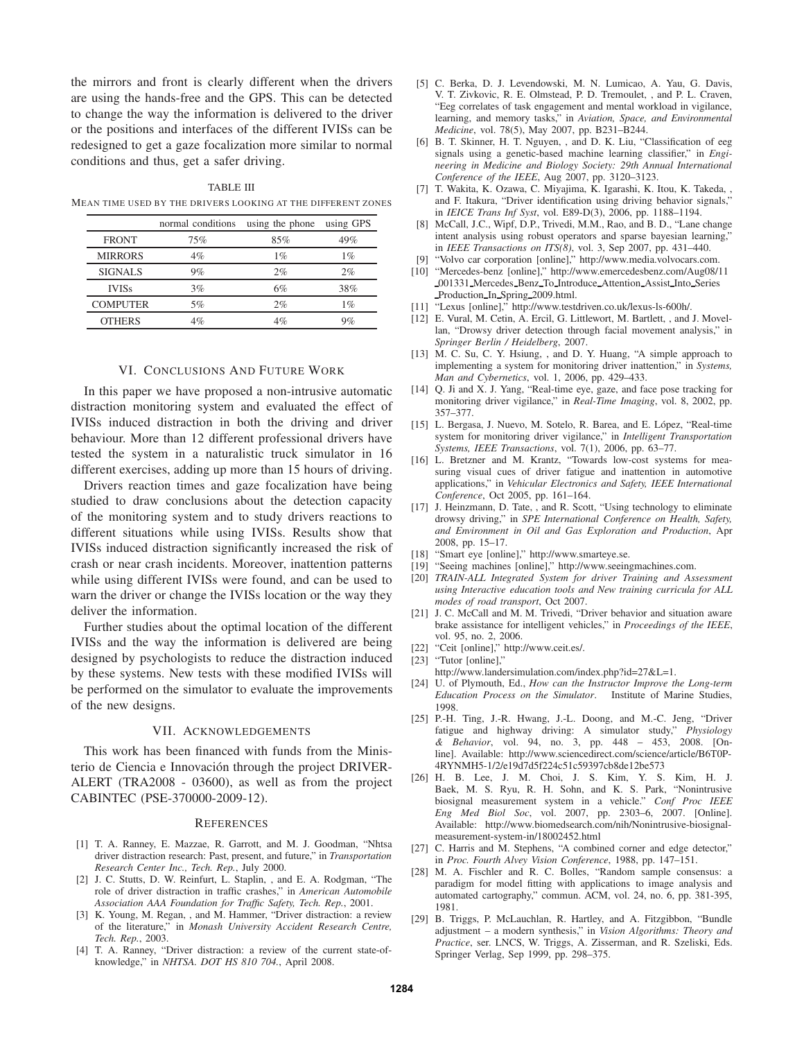the mirrors and front is clearly different when the drivers are using the hands-free and the GPS. This can be detected to change the way the information is delivered to the driver or the positions and interfaces of the different IVISs can be redesigned to get a gaze focalization more similar to normal conditions and thus, get a safer driving.

TABLE III
MEAN TIME USED BY THE DRIVERS LOOKING AT THE DIFFERENT ZONES

| | normal conditions | using the phone | using GPS |
|---|---|---|---|
| FRONT | 75% | 85% | 49% |
| MIRRORS | 4% | 1% | 1% |
| SIGNALS | 9% | 2% | 2% |
| IVISs | 3% | 6% | 38% |
| COMPUTER | 5% | 2% | 1% |
| OTHERS | 4% | 4% | 9% |

## VI. Conclusions And Future Work

In this paper we have proposed a non-intrusive automatic distraction monitoring system and evaluated the effect of IVISs induced distraction in both the driving and driver behaviour. More than 12 different professional drivers have tested the system in a naturalistic truck simulator in 16 different exercises, adding up more than 15 hours of driving.

Drivers reaction times and gaze focalization have being studied to draw conclusions about the detection capacity of the monitoring system and to study drivers reactions to different situations while using IVISs. Results show that IVISs induced distraction significantly increased the risk of crash or near crash incidents. Moreover, inattention patterns while using different IVISs were found, and can be used to warn the driver or change the IVISs location or the way they deliver the information.

Further studies about the optimal location of the different IVISs and the way the information is delivered are being designed by psychologists to reduce the distraction induced by these systems. New tests with these modified IVISs will be performed on the simulator to evaluate the improvements of the new designs.

## VII. Acknowledgements

This work has been financed with funds from the Ministerio de Ciencia e Innovación through the project DRIVER-ALERT (TRA2008 - 03600), as well as from the project CABINTEC (PSE-370000-2009-12).

## References

[1] T. A. Ranney, E. Mazzae, R. Garrott, and M. J. Goodman, "Nhtsa driver distraction research: Past, present, and future," in *Transportation Research Center Inc., Tech. Rep.*, July 2000.

[2] J. C. Stutts, D. W. Reinfurt, L. Staplin, , and E. A. Rodgman, "The role of driver distraction in traffic crashes," in *American Automobile Association AAA Foundation for Traffic Safety, Tech. Rep.*, 2001.

[3] K. Young, M. Regan, , and M. Hammer, "Driver distraction: a review of the literature," in *Monash University Accident Research Centre, Tech. Rep.*, 2003.

[4] T. A. Ranney, "Driver distraction: a review of the current state-of-knowledge," in *NHTSA. DOT HS 810 704.*, April 2008.

[5] C. Berka, D. J. Levendowski, M. N. Lumicao, A. Yau, G. Davis, V. T. Zivkovic, R. E. Olmstead, P. D. Tremoulet, , and P. L. Craven, "Eeg correlates of task engagement and mental workload in vigilance, learning, and memory tasks," in *Aviation, Space, and Environmental Medicine*, vol. 78(5), May 2007, pp. B231–B244.

[6] B. T. Skinner, H. T. Nguyen, , and D. K. Liu, "Classification of eeg signals using a genetic-based machine learning classifier," in *Engineering in Medicine and Biology Society: 29th Annual International Conference of the IEEE*, Aug 2007, pp. 3120–3123.

[7] T. Wakita, K. Ozawa, C. Miyajima, K. Igarashi, K. Itou, K. Takeda, , and F. Itakura, "Driver identification using driving behavior signals," in *IEICE Trans Inf Syst*, vol. E89-D(3), 2006, pp. 1188–1194.

[8] McCall, J.C., Wipf, D.P., Trivedi, M.M., Rao, and B. D., "Lane change intent analysis using robust operators and sparse bayesian learning," in *IEEE Transactions on ITS(8)*, vol. 3, Sep 2007, pp. 431–440.

[9] "Volvo car corporation [online]," http://www.media.volvocars.com.

[10] "Mercedes-benz [online]," http://www.emercedesbenz.com/Aug08/11_001331_Mercedes_Benz_To_Introduce_Attention_Assist_Into_Series_Production_In_Spring_2009.html.

[11] "Lexus [online]," http://www.testdriven.co.uk/lexus-ls-600h/.

[12] E. Vural, M. Cetin, A. Ercil, G. Littlewort, M. Bartlett, , and J. Movellan, "Drowsy driver detection through facial movement analysis," in *Springer Berlin / Heidelberg*, 2007.

[13] M. C. Su, C. Y. Hsiung, , and D. Y. Huang, "A simple approach to implementing a system for monitoring driver inattention," in *Systems, Man and Cybernetics*, vol. 1, 2006, pp. 429–433.

[14] Q. Ji and X. J. Yang, "Real-time eye, gaze, and face pose tracking for monitoring driver vigilance," in *Real-Time Imaging*, vol. 8, 2002, pp. 357–377.

[15] L. Bergasa, J. Nuevo, M. Sotelo, R. Barea, and E. López, "Real-time system for monitoring driver vigilance," in *Intelligent Transportation Systems, IEEE Transactions*, vol. 7(1), 2006, pp. 63–77.

[16] L. Bretzner and M. Krantz, "Towards low-cost systems for measuring visual cues of driver fatigue and inattention in automotive applications," in *Vehicular Electronics and Safety, IEEE International Conference*, Oct 2005, pp. 161–164.

[17] J. Heinzmann, D. Tate, , and R. Scott, "Using technology to eliminate drowsy driving," in *SPE International Conference on Health, Safety, and Environment in Oil and Gas Exploration and Production*, Apr 2008, pp. 15–17.

[18] "Smart eye [online]," http://www.smarteye.se.

[19] "Seeing machines [online]," http://www.seeingmachines.com.

[20] *TRAIN-ALL Integrated System for driver Training and Assessment using Interactive education tools and New training curricula for ALL modes of road transport*, Oct 2007.

[21] J. C. McCall and M. M. Trivedi, "Driver behavior and situation aware brake assistance for intelligent vehicles," in *Proceedings of the IEEE*, vol. 95, no. 2, 2006.

[22] "Ceit [online]," http://www.ceit.es/.

[23] "Tutor [online]," http://www.landersimulation.com/index.php?id=27&L=1.

[24] U. of Plymouth, Ed., *How can the Instructor Improve the Long-term Education Process on the Simulator*. Institute of Marine Studies, 1998.

[25] P.-H. Ting, J.-R. Hwang, J.-L. Doong, and M.-C. Jeng, "Driver fatigue and highway driving: A simulator study," *Physiology & Behavior*, vol. 94, no. 3, pp. 448 – 453, 2008. [Online]. Available: http://www.sciencedirect.com/science/article/B6T0P-4RYNMH5-1/2/e19d7d5f224c51c59397cb8de12be573

[26] H. B. Lee, J. M. Choi, J. S. Kim, Y. S. Kim, H. J. Baek, M. S. Ryu, R. H. Sohn, and K. S. Park, "Nonintrusive biosignal measurement system in a vehicle." *Conf Proc IEEE Eng Med Biol Soc*, vol. 2007, pp. 2303–6, 2007. [Online]. Available: http://www.biomedsearch.com/nih/Nonintrusive-biosignal-measurement-system-in/18002452.html

[27] C. Harris and M. Stephens, "A combined corner and edge detector," in *Proc. Fourth Alvey Vision Conference*, 1988, pp. 147–151.

[28] M. A. Fischler and R. C. Bolles, "Random sample consensus: a paradigm for model fitting with applications to image analysis and automated cartography," commun. ACM, vol. 24, no. 6, pp. 381-395, 1981.

[29] B. Triggs, P. McLauchlan, R. Hartley, and A. Fitzgibbon, "Bundle adjustment – a modern synthesis," in *Vision Algorithms: Theory and Practice*, ser. LNCS, W. Triggs, A. Zisserman, and R. Szeliski, Eds. Springer Verlag, Sep 1999, pp. 298–375.